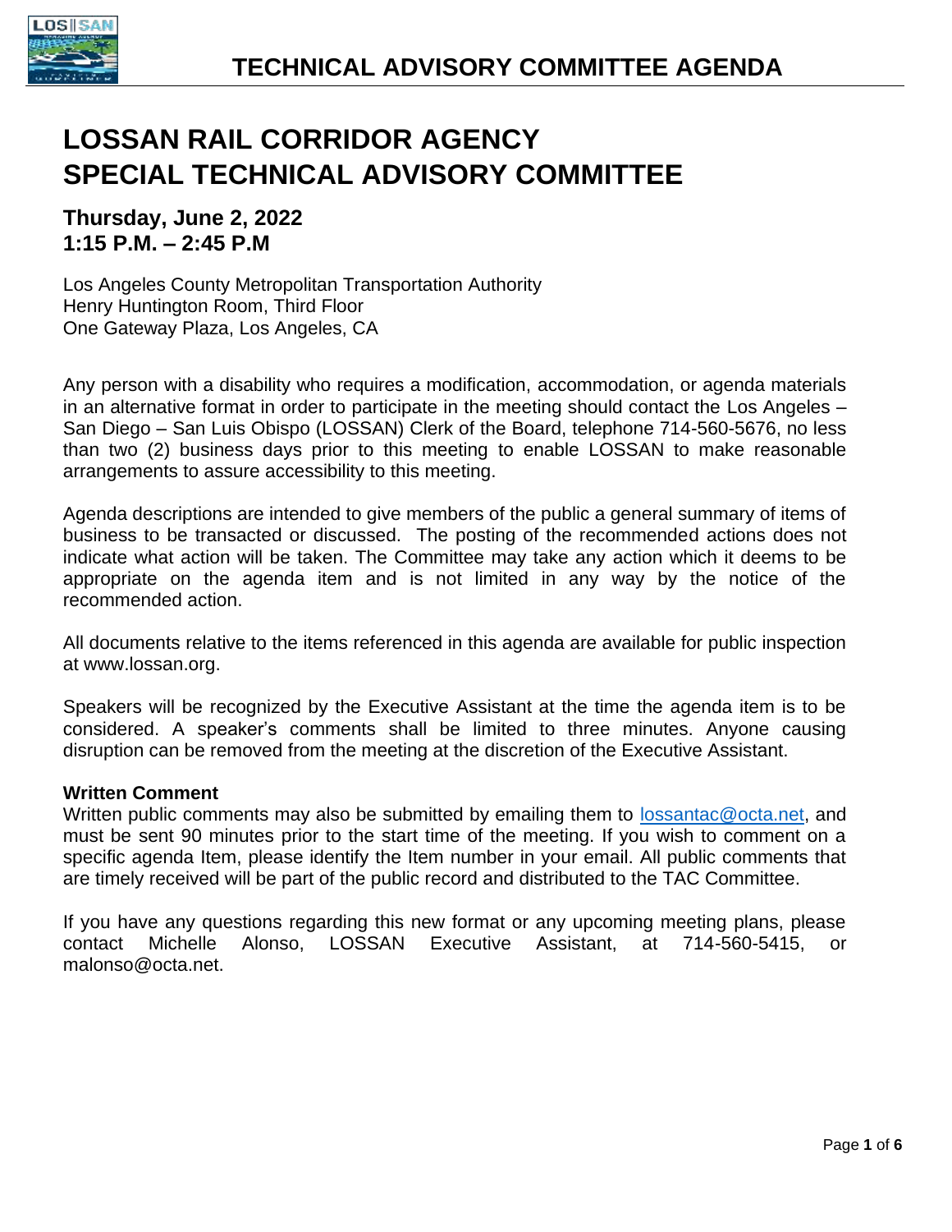# TECHNICAL ADVISORY COMMITTEE AGENDA

# LOSSAN RAIL CORRIDOR AGENCY
# SPECIAL TECHNICAL ADVISORY COMMITTEE

### Thursday, June 2, 2022
### 1:15 P.M. – 2:45 P.M

Los Angeles County Metropolitan Transportation Authority
Henry Huntington Room, Third Floor
One Gateway Plaza, Los Angeles, CA

Any person with a disability who requires a modification, accommodation, or agenda materials in an alternative format in order to participate in the meeting should contact the Los Angeles – San Diego – San Luis Obispo (LOSSAN) Clerk of the Board, telephone 714-560-5676, no less than two (2) business days prior to this meeting to enable LOSSAN to make reasonable arrangements to assure accessibility to this meeting.

Agenda descriptions are intended to give members of the public a general summary of items of business to be transacted or discussed. The posting of the recommended actions does not indicate what action will be taken. The Committee may take any action which it deems to be appropriate on the agenda item and is not limited in any way by the notice of the recommended action.

All documents relative to the items referenced in this agenda are available for public inspection at www.lossan.org.

Speakers will be recognized by the Executive Assistant at the time the agenda item is to be considered. A speaker's comments shall be limited to three minutes. Anyone causing disruption can be removed from the meeting at the discretion of the Executive Assistant.

**Written Comment**
Written public comments may also be submitted by emailing them to lossantac@octa.net, and must be sent 90 minutes prior to the start time of the meeting. If you wish to comment on a specific agenda Item, please identify the Item number in your email. All public comments that are timely received will be part of the public record and distributed to the TAC Committee.

If you have any questions regarding this new format or any upcoming meeting plans, please contact Michelle Alonso, LOSSAN Executive Assistant, at 714-560-5415, or malonso@octa.net.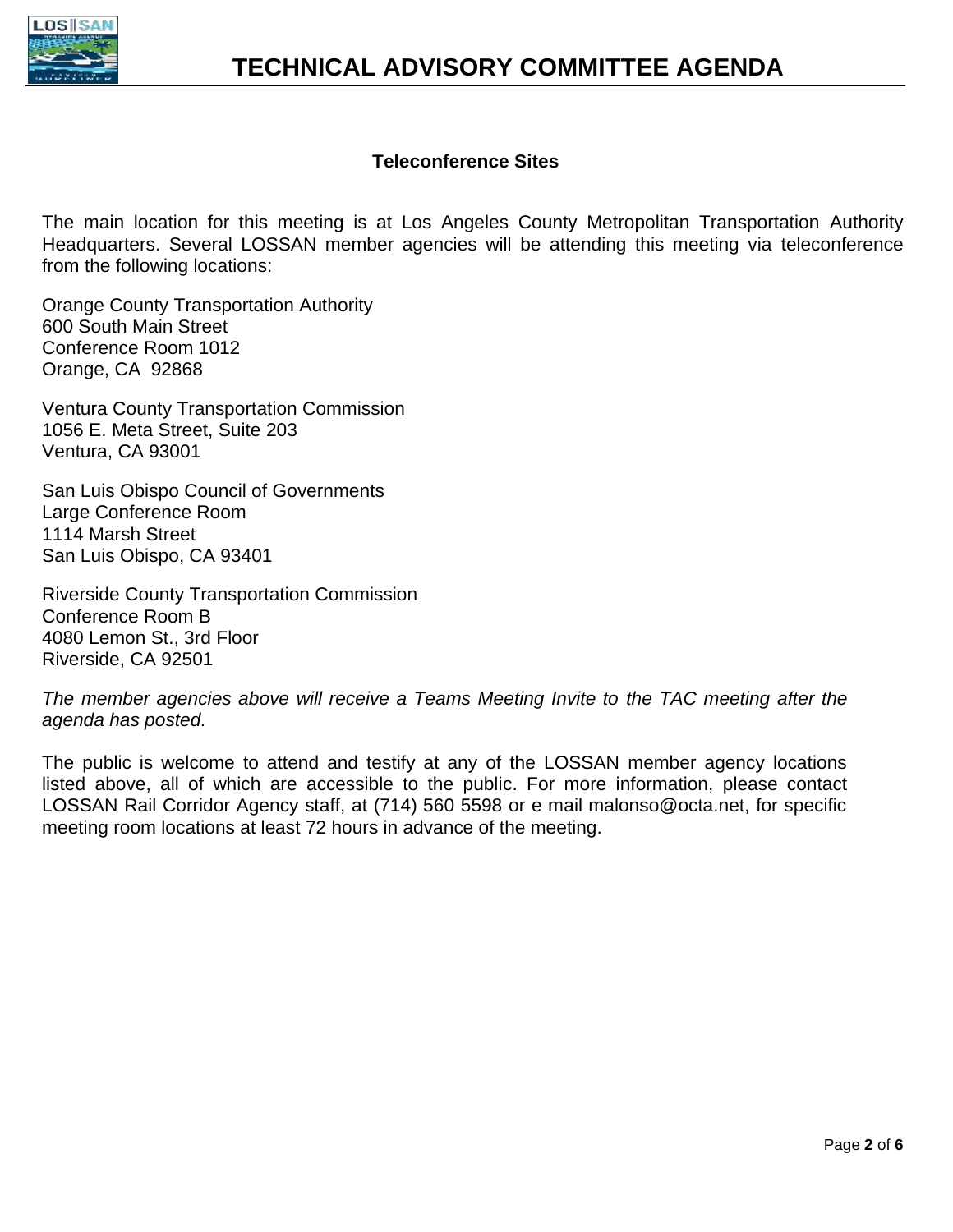# TECHNICAL ADVISORY COMMITTEE AGENDA

**Teleconference Sites**

The main location for this meeting is at Los Angeles County Metropolitan Transportation Authority Headquarters. Several LOSSAN member agencies will be attending this meeting via teleconference from the following locations:

Orange County Transportation Authority
600 South Main Street
Conference Room 1012
Orange, CA 92868

Ventura County Transportation Commission
1056 E. Meta Street, Suite 203
Ventura, CA 93001

San Luis Obispo Council of Governments
Large Conference Room
1114 Marsh Street
San Luis Obispo, CA 93401

Riverside County Transportation Commission
Conference Room B
4080 Lemon St., 3rd Floor
Riverside, CA 92501

*The member agencies above will receive a Teams Meeting Invite to the TAC meeting after the agenda has posted.*

The public is welcome to attend and testify at any of the LOSSAN member agency locations listed above, all of which are accessible to the public. For more information, please contact LOSSAN Rail Corridor Agency staff, at (714) 560 5598 or e mail malonso@octa.net, for specific meeting room locations at least 72 hours in advance of the meeting.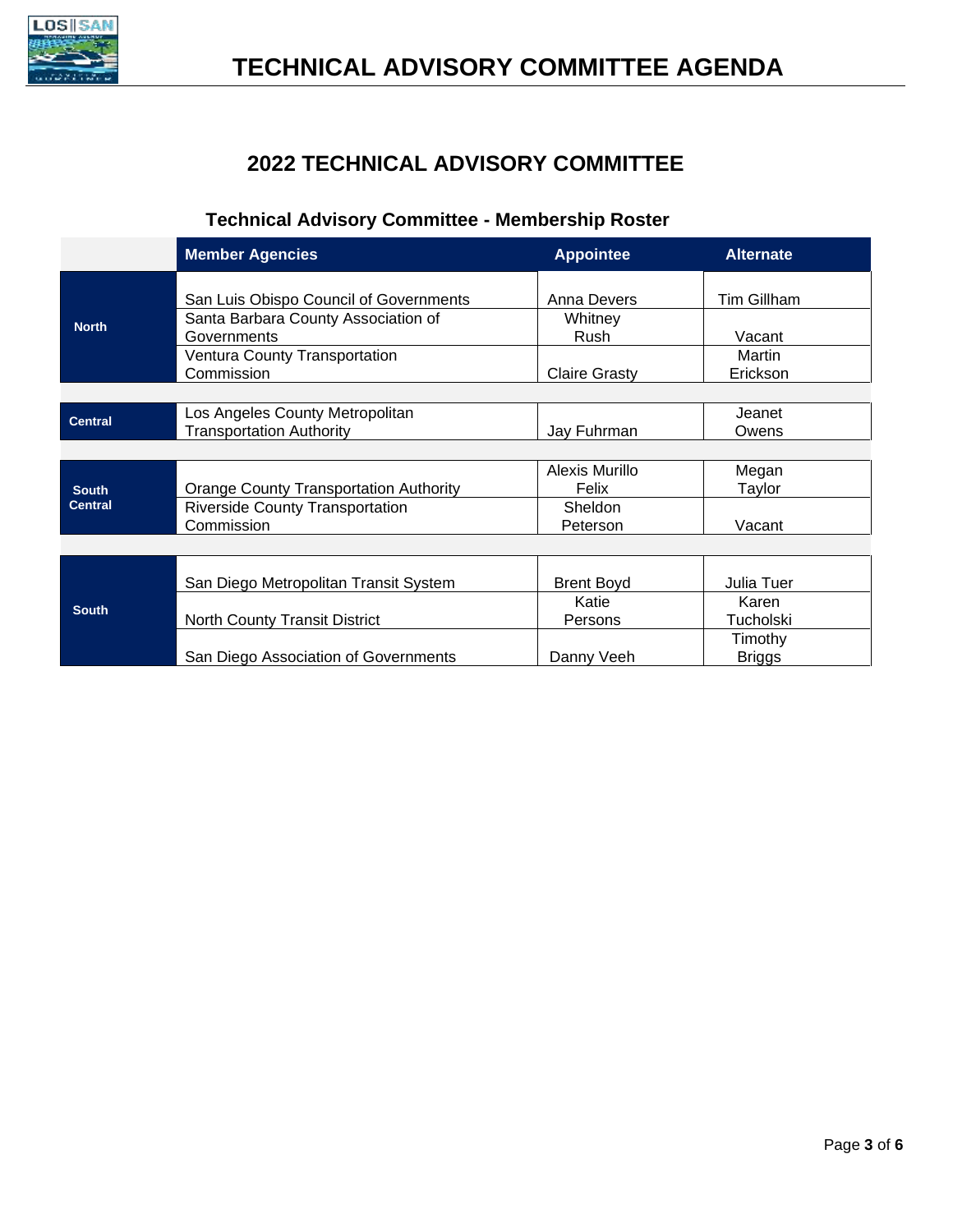# TECHNICAL ADVISORY COMMITTEE AGENDA

## 2022 TECHNICAL ADVISORY COMMITTEE

### Technical Advisory Committee - Membership Roster

| | Member Agencies | Appointee | Alternate |
|---|---|---|---|
| North | San Luis Obispo Council of Governments | Anna Devers | Tim Gillham |
| | Santa Barbara County Association of Governments | Whitney Rush | Vacant |
| | Ventura County Transportation Commission | Claire Grasty | Martin Erickson |
| Central | Los Angeles County Metropolitan Transportation Authority | Jay Fuhrman | Jeanet Owens |
| South Central | Orange County Transportation Authority | Alexis Murillo Felix | Megan Taylor |
| | Riverside County Transportation Commission | Sheldon Peterson | Vacant |
| South | San Diego Metropolitan Transit System | Brent Boyd | Julia Tuer |
| | North County Transit District | Katie Persons | Karen Tucholski |
| | San Diego Association of Governments | Danny Veeh | Timothy Briggs |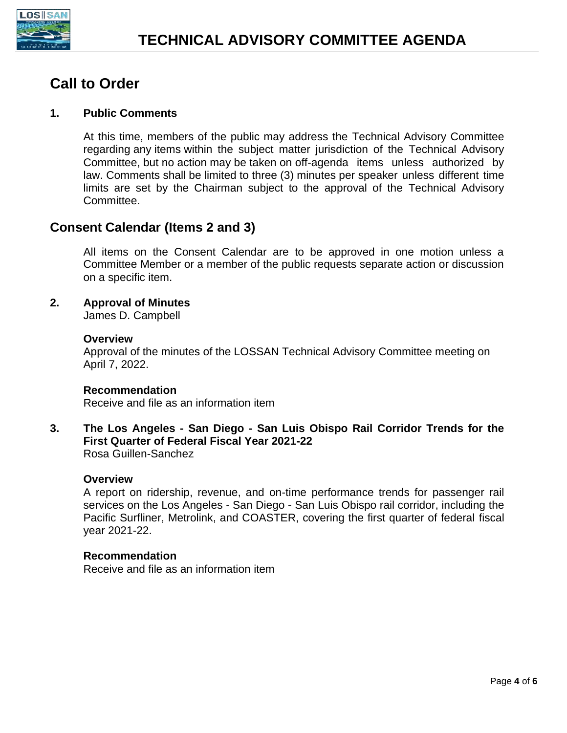# TECHNICAL ADVISORY COMMITTEE AGENDA

## Call to Order

### 1. Public Comments

At this time, members of the public may address the Technical Advisory Committee regarding any items within the subject matter jurisdiction of the Technical Advisory Committee, but no action may be taken on off-agenda items unless authorized by law. Comments shall be limited to three (3) minutes per speaker unless different time limits are set by the Chairman subject to the approval of the Technical Advisory Committee.

## Consent Calendar (Items 2 and 3)

All items on the Consent Calendar are to be approved in one motion unless a Committee Member or a member of the public requests separate action or discussion on a specific item.

### 2. Approval of Minutes

James D. Campbell

**Overview**

Approval of the minutes of the LOSSAN Technical Advisory Committee meeting on April 7, 2022.

**Recommendation**

Receive and file as an information item

### 3. The Los Angeles - San Diego - San Luis Obispo Rail Corridor Trends for the First Quarter of Federal Fiscal Year 2021-22

Rosa Guillen-Sanchez

**Overview**

A report on ridership, revenue, and on-time performance trends for passenger rail services on the Los Angeles - San Diego - San Luis Obispo rail corridor, including the Pacific Surfliner, Metrolink, and COASTER, covering the first quarter of federal fiscal year 2021-22.

**Recommendation**

Receive and file as an information item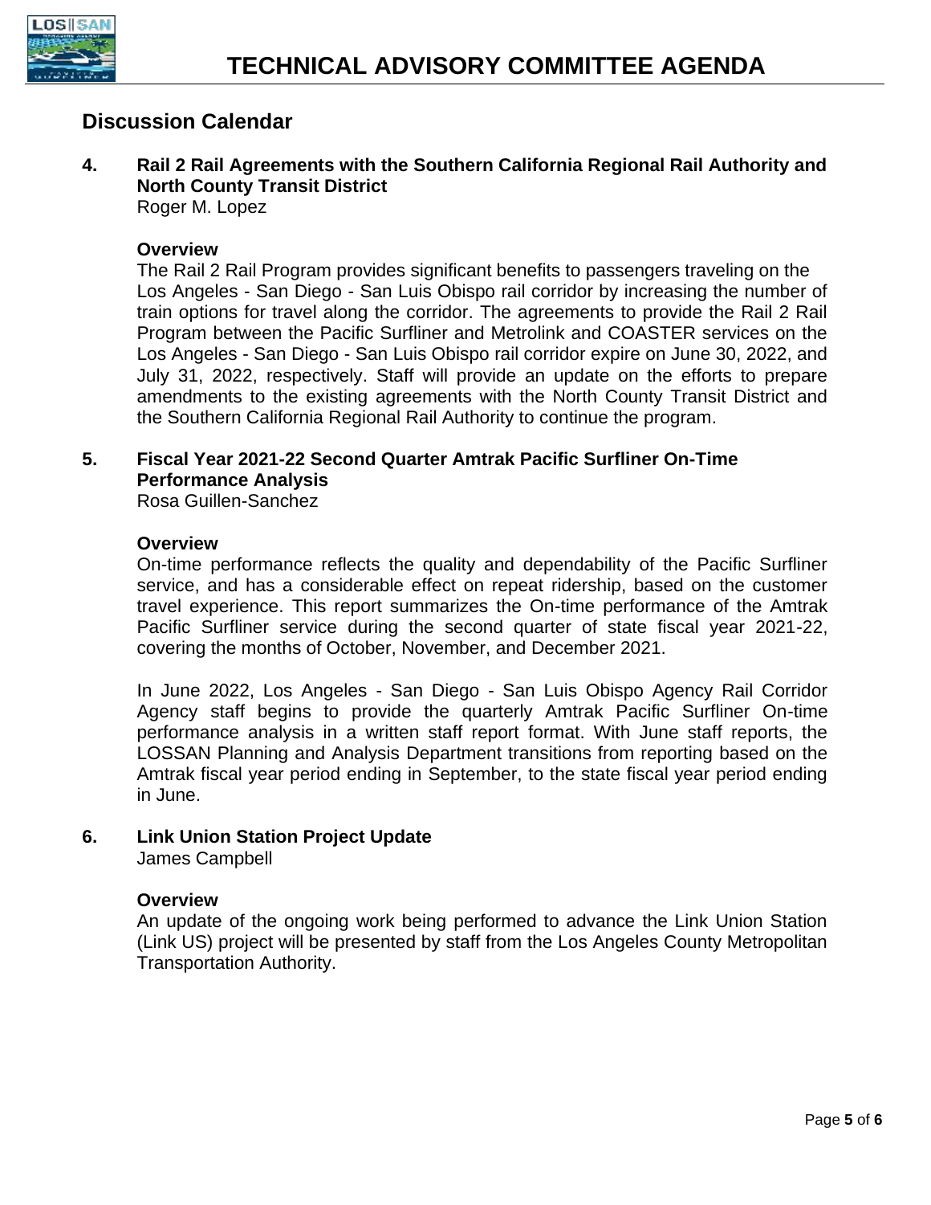## Discussion Calendar

**4. Rail 2 Rail Agreements with the Southern California Regional Rail Authority and North County Transit District**
Roger M. Lopez

**Overview**
The Rail 2 Rail Program provides significant benefits to passengers traveling on the Los Angeles - San Diego - San Luis Obispo rail corridor by increasing the number of train options for travel along the corridor. The agreements to provide the Rail 2 Rail Program between the Pacific Surfliner and Metrolink and COASTER services on the Los Angeles - San Diego - San Luis Obispo rail corridor expire on June 30, 2022, and July 31, 2022, respectively. Staff will provide an update on the efforts to prepare amendments to the existing agreements with the North County Transit District and the Southern California Regional Rail Authority to continue the program.

**5. Fiscal Year 2021-22 Second Quarter Amtrak Pacific Surfliner On-Time Performance Analysis**
Rosa Guillen-Sanchez

**Overview**
On-time performance reflects the quality and dependability of the Pacific Surfliner service, and has a considerable effect on repeat ridership, based on the customer travel experience. This report summarizes the On-time performance of the Amtrak Pacific Surfliner service during the second quarter of state fiscal year 2021-22, covering the months of October, November, and December 2021.

In June 2022, Los Angeles - San Diego - San Luis Obispo Agency Rail Corridor Agency staff begins to provide the quarterly Amtrak Pacific Surfliner On-time performance analysis in a written staff report format. With June staff reports, the LOSSAN Planning and Analysis Department transitions from reporting based on the Amtrak fiscal year period ending in September, to the state fiscal year period ending in June.

**6. Link Union Station Project Update**
James Campbell

**Overview**
An update of the ongoing work being performed to advance the Link Union Station (Link US) project will be presented by staff from the Los Angeles County Metropolitan Transportation Authority.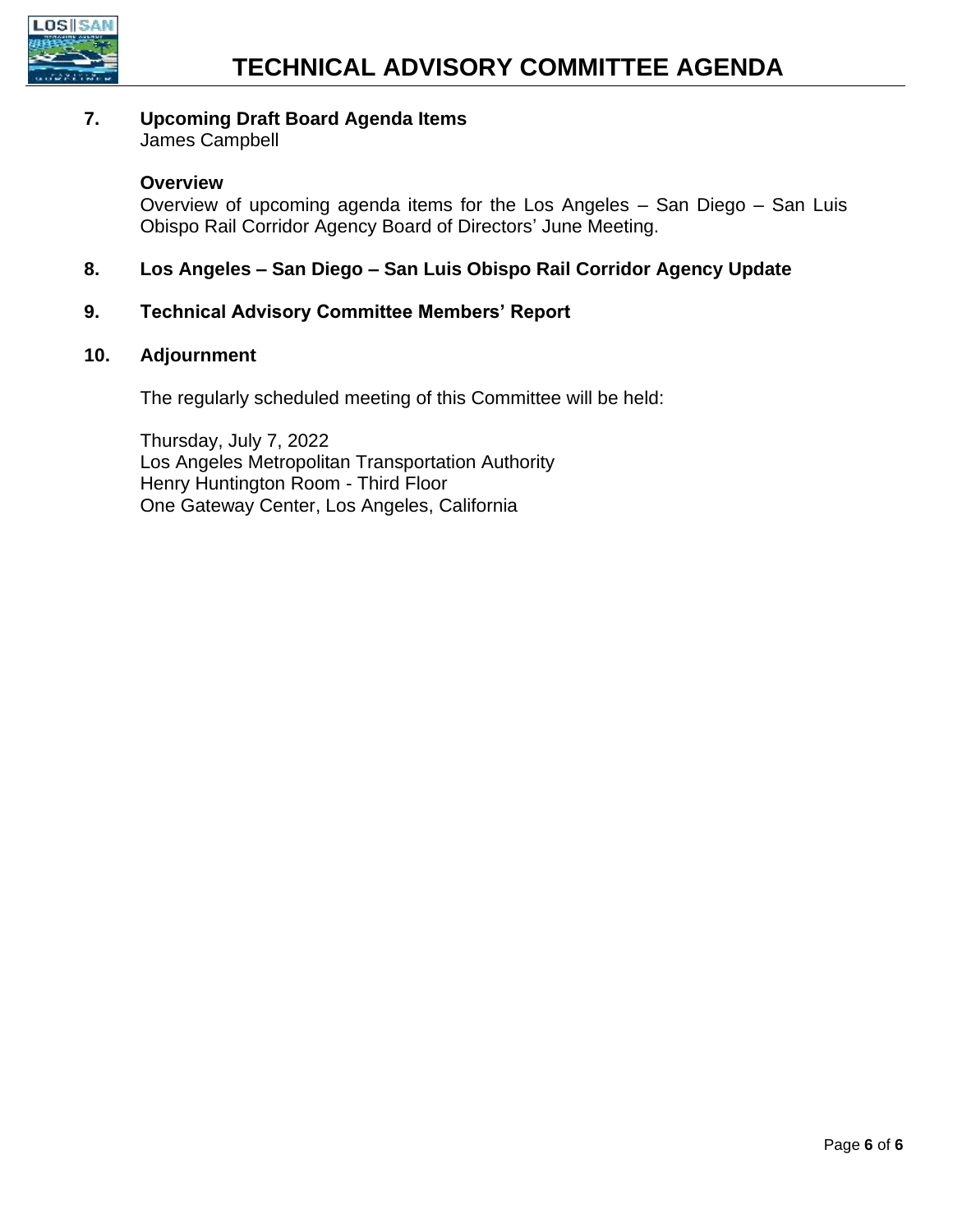# TECHNICAL ADVISORY COMMITTEE AGENDA

**7. Upcoming Draft Board Agenda Items**
James Campbell

**Overview**
Overview of upcoming agenda items for the Los Angeles – San Diego – San Luis Obispo Rail Corridor Agency Board of Directors' June Meeting.

**8. Los Angeles – San Diego – San Luis Obispo Rail Corridor Agency Update**

**9. Technical Advisory Committee Members' Report**

**10. Adjournment**

The regularly scheduled meeting of this Committee will be held:

Thursday, July 7, 2022
Los Angeles Metropolitan Transportation Authority
Henry Huntington Room - Third Floor
One Gateway Center, Los Angeles, California